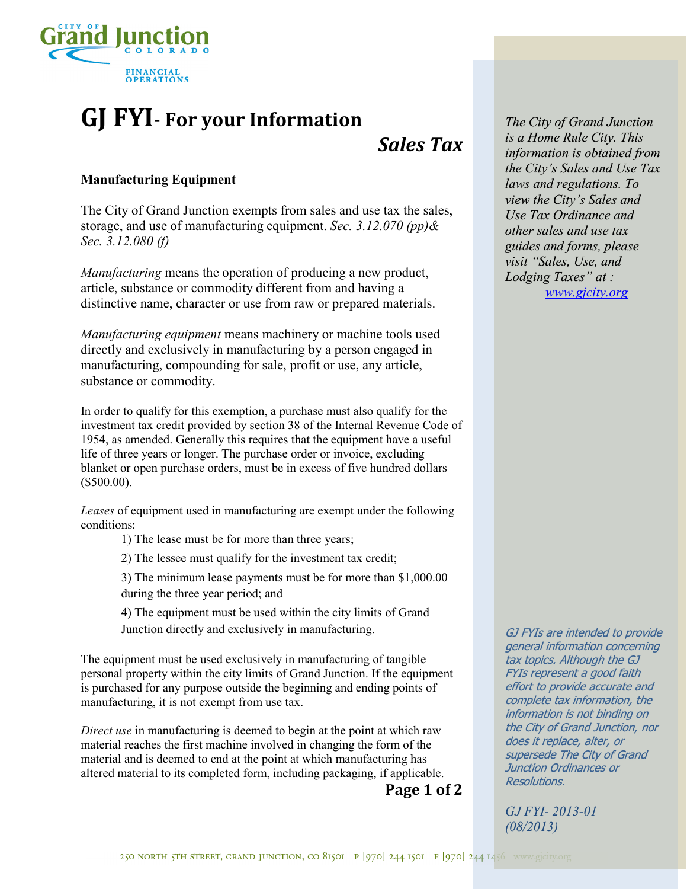City of Grand Junction Colorado
FINANCIAL OPERATIONS

# GJ FYI- For your Information

## Sales Tax

**Manufacturing Equipment**

The City of Grand Junction exempts from sales and use tax the sales, storage, and use of manufacturing equipment. *Sec. 3.12.070 (pp)& Sec. 3.12.080 (f)*

*Manufacturing* means the operation of producing a new product, article, substance or commodity different from and having a distinctive name, character or use from raw or prepared materials.

*Manufacturing equipment* means machinery or machine tools used directly and exclusively in manufacturing by a person engaged in manufacturing, compounding for sale, profit or use, any article, substance or commodity.

In order to qualify for this exemption, a purchase must also qualify for the investment tax credit provided by section 38 of the Internal Revenue Code of 1954, as amended. Generally this requires that the equipment have a useful life of three years or longer. The purchase order or invoice, excluding blanket or open purchase orders, must be in excess of five hundred dollars ($500.00).

*Leases* of equipment used in manufacturing are exempt under the following conditions:

1) The lease must be for more than three years;
2) The lessee must qualify for the investment tax credit;
3) The minimum lease payments must be for more than $1,000.00 during the three year period; and
4) The equipment must be used within the city limits of Grand Junction directly and exclusively in manufacturing.

The equipment must be used exclusively in manufacturing of tangible personal property within the city limits of Grand Junction. If the equipment is purchased for any purpose outside the beginning and ending points of manufacturing, it is not exempt from use tax.

*Direct use* in manufacturing is deemed to begin at the point at which raw material reaches the first machine involved in changing the form of the material and is deemed to end at the point at which manufacturing has altered material to its completed form, including packaging, if applicable.

*The City of Grand Junction is a Home Rule City. This information is obtained from the City's Sales and Use Tax laws and regulations. To view the City's Sales and Use Tax Ordinance and other sales and use tax guides and forms, please visit "Sales, Use, and Lodging Taxes" at : [www.gjcity.org](www.gjcity.org)*

*GJ FYIs are intended to provide general information concerning tax topics. Although the GJ FYIs represent a good faith effort to provide accurate and complete tax information, the information is not binding on the City of Grand Junction, nor does it replace, alter, or supersede The City of Grand Junction Ordinances or Resolutions.*

*GJ FYI- 2013-01 (08/2013)*

250 North 5th Street, Grand Junction, CO 81501 P [970] 244 1501 F [970] 244 1456 www.gjcity.org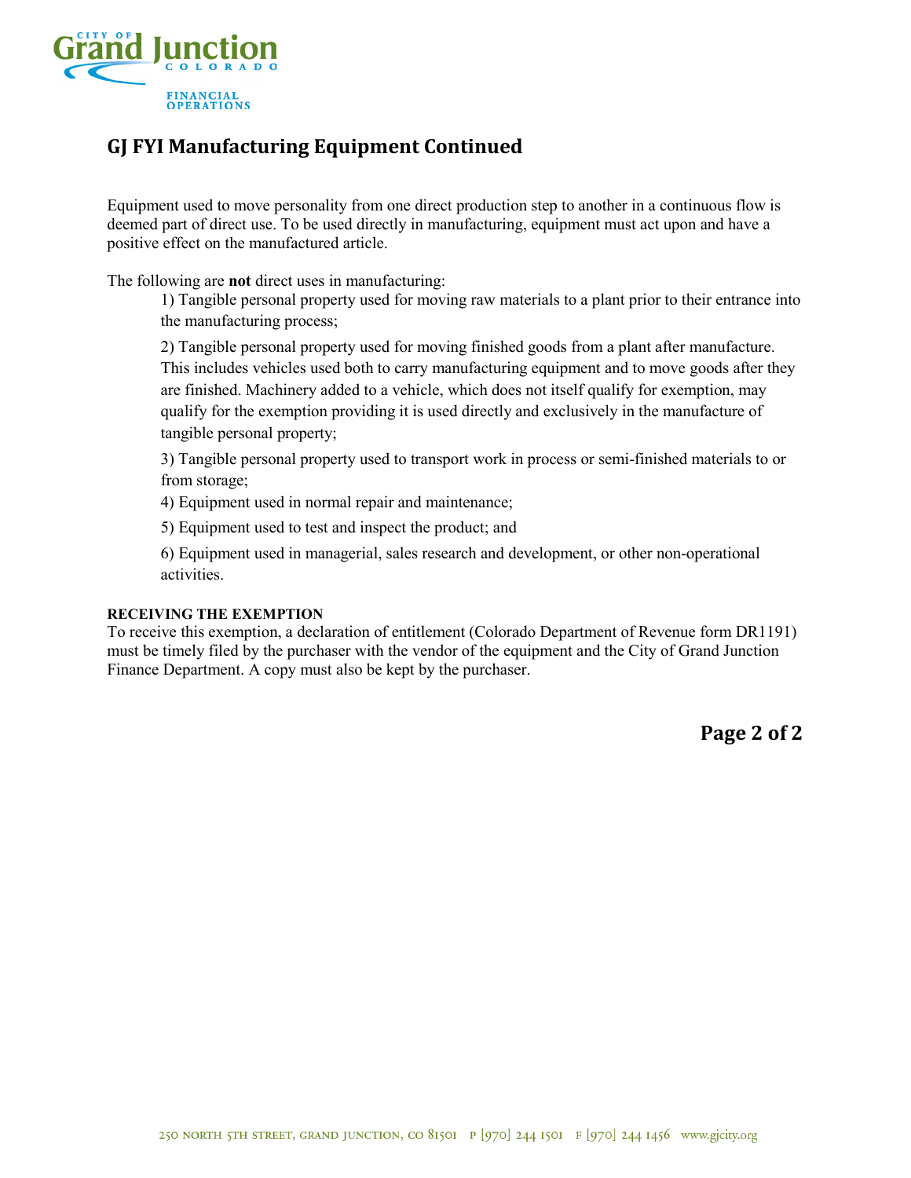## GJ FYI Manufacturing Equipment Continued

Equipment used to move personality from one direct production step to another in a continuous flow is deemed part of direct use. To be used directly in manufacturing, equipment must act upon and have a positive effect on the manufactured article.

The following are **not** direct uses in manufacturing:

1) Tangible personal property used for moving raw materials to a plant prior to their entrance into the manufacturing process;

2) Tangible personal property used for moving finished goods from a plant after manufacture. This includes vehicles used both to carry manufacturing equipment and to move goods after they are finished. Machinery added to a vehicle, which does not itself qualify for exemption, may qualify for the exemption providing it is used directly and exclusively in the manufacture of tangible personal property;

3) Tangible personal property used to transport work in process or semi-finished materials to or from storage;

4) Equipment used in normal repair and maintenance;

5) Equipment used to test and inspect the product; and

6) Equipment used in managerial, sales research and development, or other non-operational activities.

**RECEIVING THE EXEMPTION**

To receive this exemption, a declaration of entitlement (Colorado Department of Revenue form DR1191) must be timely filed by the purchaser with the vendor of the equipment and the City of Grand Junction Finance Department. A copy must also be kept by the purchaser.